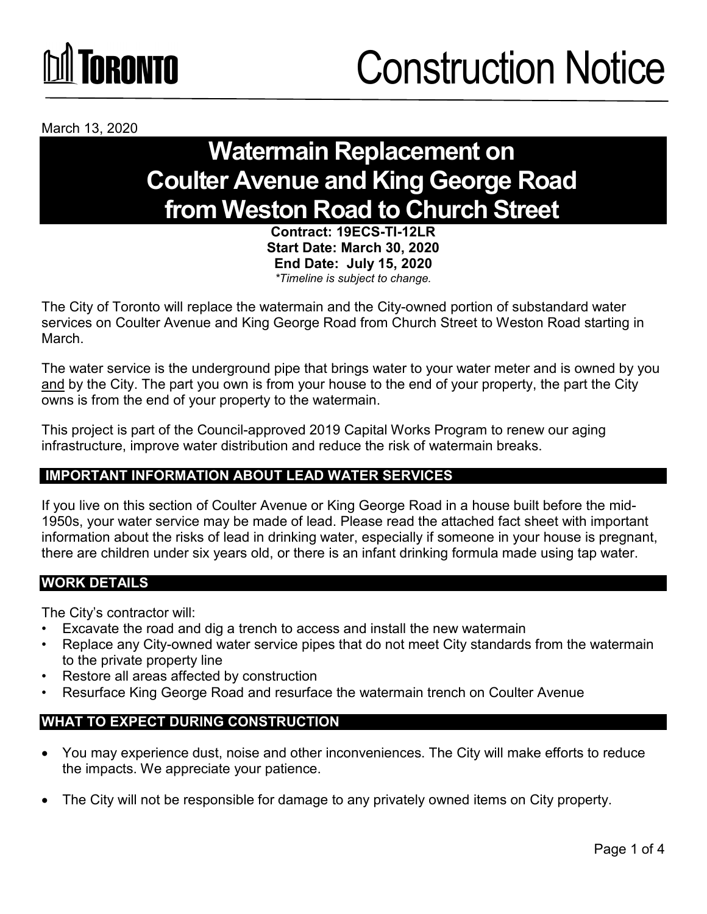# Construction Notice

March 13, 2020

# Watermain Replacement on Coulter Avenue and King George Road from Weston Road to Church Street

**Contract: 19ECS-TI-12LR**
**Start Date: March 30, 2020**
**End Date: July 15, 2020**
*\*Timeline is subject to change.*

The City of Toronto will replace the watermain and the City-owned portion of substandard water services on Coulter Avenue and King George Road from Church Street to Weston Road starting in March.

The water service is the underground pipe that brings water to your water meter and is owned by you and by the City. The part you own is from your house to the end of your property, the part the City owns is from the end of your property to the watermain.

This project is part of the Council-approved 2019 Capital Works Program to renew our aging infrastructure, improve water distribution and reduce the risk of watermain breaks.

## IMPORTANT INFORMATION ABOUT LEAD WATER SERVICES

If you live on this section of Coulter Avenue or King George Road in a house built before the mid-1950s, your water service may be made of lead. Please read the attached fact sheet with important information about the risks of lead in drinking water, especially if someone in your house is pregnant, there are children under six years old, or there is an infant drinking formula made using tap water.

## WORK DETAILS

The City's contractor will:

- Excavate the road and dig a trench to access and install the new watermain
- Replace any City-owned water service pipes that do not meet City standards from the watermain to the private property line
- Restore all areas affected by construction
- Resurface King George Road and resurface the watermain trench on Coulter Avenue

## WHAT TO EXPECT DURING CONSTRUCTION

- You may experience dust, noise and other inconveniences. The City will make efforts to reduce the impacts. We appreciate your patience.
- The City will not be responsible for damage to any privately owned items on City property.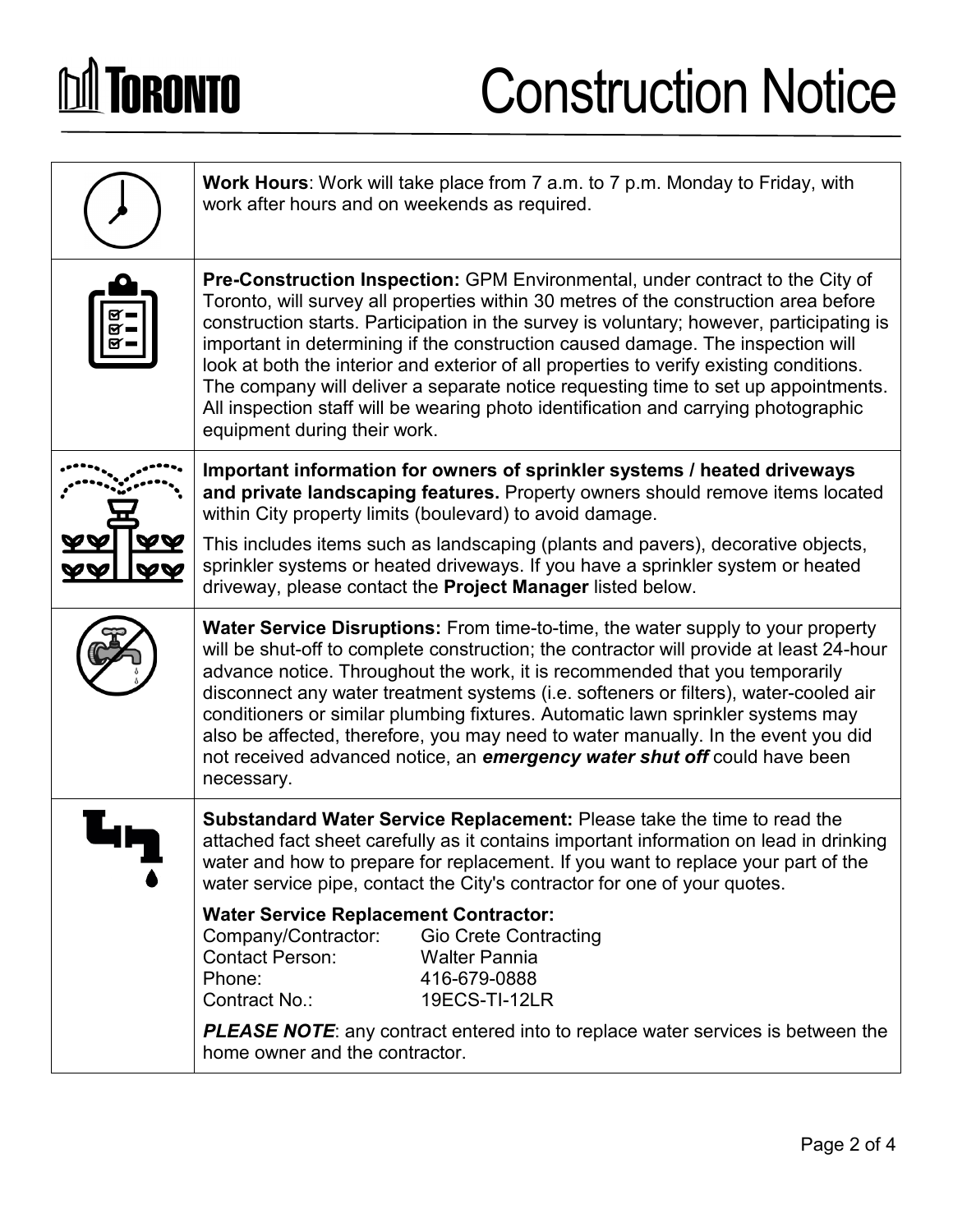# Construction Notice

**Work Hours**: Work will take place from 7 a.m. to 7 p.m. Monday to Friday, with work after hours and on weekends as required.

**Pre-Construction Inspection:** GPM Environmental, under contract to the City of Toronto, will survey all properties within 30 metres of the construction area before construction starts. Participation in the survey is voluntary; however, participating is important in determining if the construction caused damage. The inspection will look at both the interior and exterior of all properties to verify existing conditions. The company will deliver a separate notice requesting time to set up appointments. All inspection staff will be wearing photo identification and carrying photographic equipment during their work.

**Important information for owners of sprinkler systems / heated driveways and private landscaping features.** Property owners should remove items located within City property limits (boulevard) to avoid damage.

This includes items such as landscaping (plants and pavers), decorative objects, sprinkler systems or heated driveways. If you have a sprinkler system or heated driveway, please contact the **Project Manager** listed below.

**Water Service Disruptions:** From time-to-time, the water supply to your property will be shut-off to complete construction; the contractor will provide at least 24-hour advance notice. Throughout the work, it is recommended that you temporarily disconnect any water treatment systems (i.e. softeners or filters), water-cooled air conditioners or similar plumbing fixtures. Automatic lawn sprinkler systems may also be affected, therefore, you may need to water manually. In the event you did not received advanced notice, an ***emergency water shut off*** could have been necessary.

**Substandard Water Service Replacement:** Please take the time to read the attached fact sheet carefully as it contains important information on lead in drinking water and how to prepare for replacement. If you want to replace your part of the water service pipe, contact the City's contractor for one of your quotes.

**Water Service Replacement Contractor:**

Company/Contractor: Gio Crete Contracting
Contact Person: Walter Pannia
Phone: 416-679-0888
Contract No.: 19ECS-TI-12LR

***PLEASE NOTE***: any contract entered into to replace water services is between the home owner and the contractor.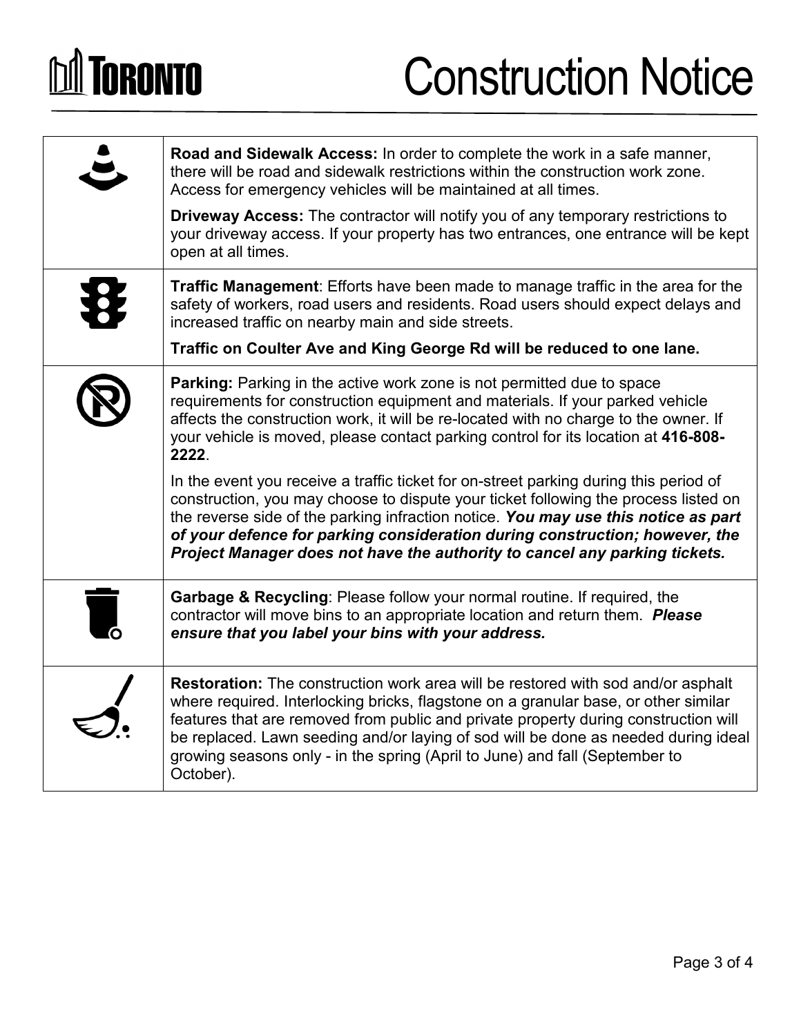# Construction Notice

**Road and Sidewalk Access:** In order to complete the work in a safe manner, there will be road and sidewalk restrictions within the construction work zone. Access for emergency vehicles will be maintained at all times.

**Driveway Access:** The contractor will notify you of any temporary restrictions to your driveway access. If your property has two entrances, one entrance will be kept open at all times.

**Traffic Management**: Efforts have been made to manage traffic in the area for the safety of workers, road users and residents. Road users should expect delays and increased traffic on nearby main and side streets.

**Traffic on Coulter Ave and King George Rd will be reduced to one lane.**

**Parking:** Parking in the active work zone is not permitted due to space requirements for construction equipment and materials. If your parked vehicle affects the construction work, it will be re-located with no charge to the owner. If your vehicle is moved, please contact parking control for its location at **416-808-2222**.

In the event you receive a traffic ticket for on-street parking during this period of construction, you may choose to dispute your ticket following the process listed on the reverse side of the parking infraction notice. ***You may use this notice as part of your defence for parking consideration during construction; however, the Project Manager does not have the authority to cancel any parking tickets.***

**Garbage & Recycling**: Please follow your normal routine. If required, the contractor will move bins to an appropriate location and return them. ***Please ensure that you label your bins with your address.***

**Restoration:** The construction work area will be restored with sod and/or asphalt where required. Interlocking bricks, flagstone on a granular base, or other similar features that are removed from public and private property during construction will be replaced. Lawn seeding and/or laying of sod will be done as needed during ideal growing seasons only - in the spring (April to June) and fall (September to October).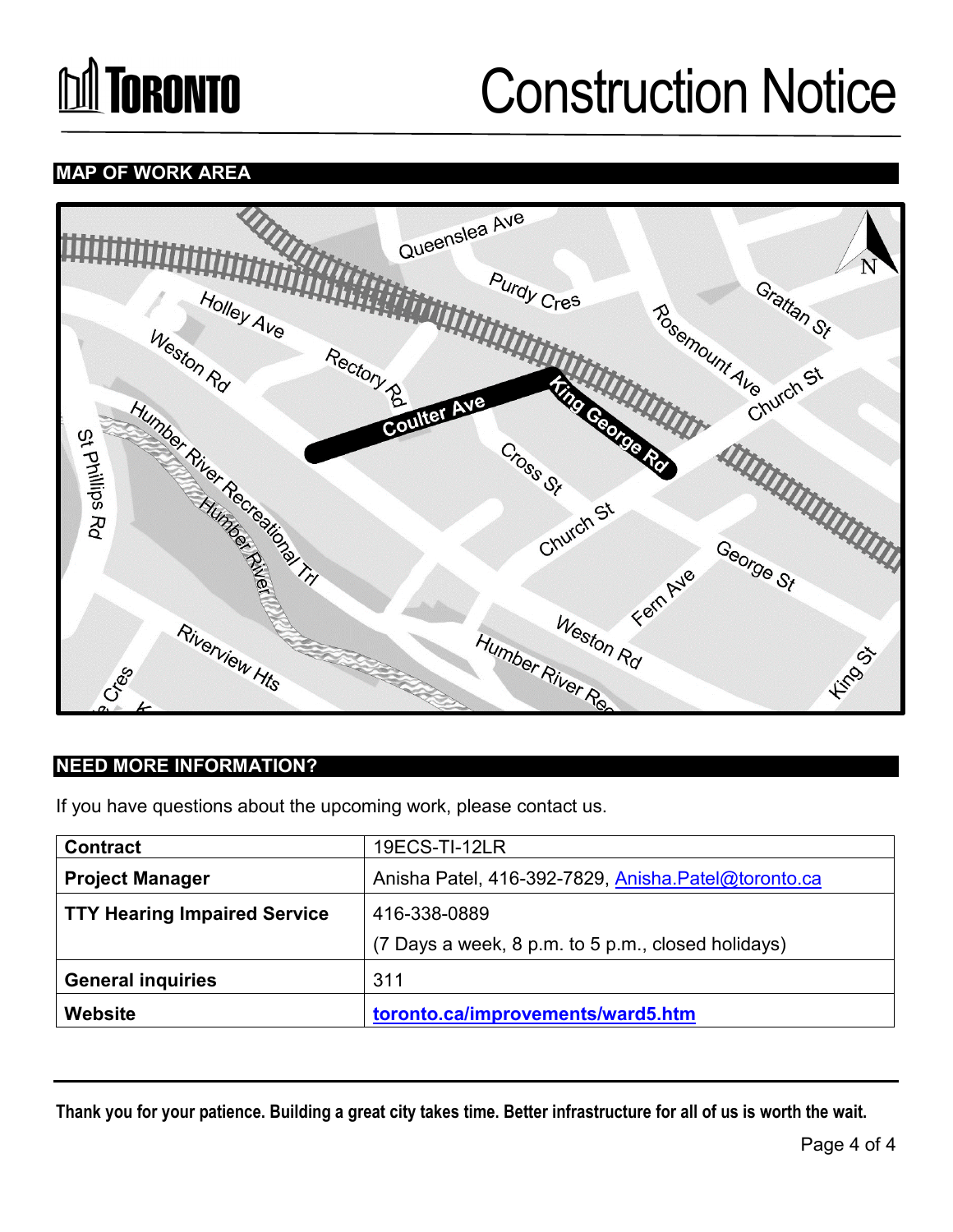# Construction Notice

## MAP OF WORK AREA

Queenslea Ave
Purdy Cres
Grattan St
Holley Ave
Weston Rd
Rectory Rd
Rosemount Ave
Church St
Coulter Ave
King George Rd
St Phillips Rd
Humber River Recreational Trl
Humber River
Cross St
Church St
George St
Fern Ave
Riverview Hts
Weston Rd
Humber River Rec
King St
Cres
N

## NEED MORE INFORMATION?

If you have questions about the upcoming work, please contact us.

| | |
|---|---|
| **Contract** | 19ECS-TI-12LR |
| **Project Manager** | Anisha Patel, 416-392-7829, Anisha.Patel@toronto.ca |
| **TTY Hearing Impaired Service** | 416-338-0889<br>(7 Days a week, 8 p.m. to 5 p.m., closed holidays) |
| **General inquiries** | 311 |
| **Website** | **toronto.ca/improvements/ward5.htm** |

**Thank you for your patience. Building a great city takes time. Better infrastructure for all of us is worth the wait.**